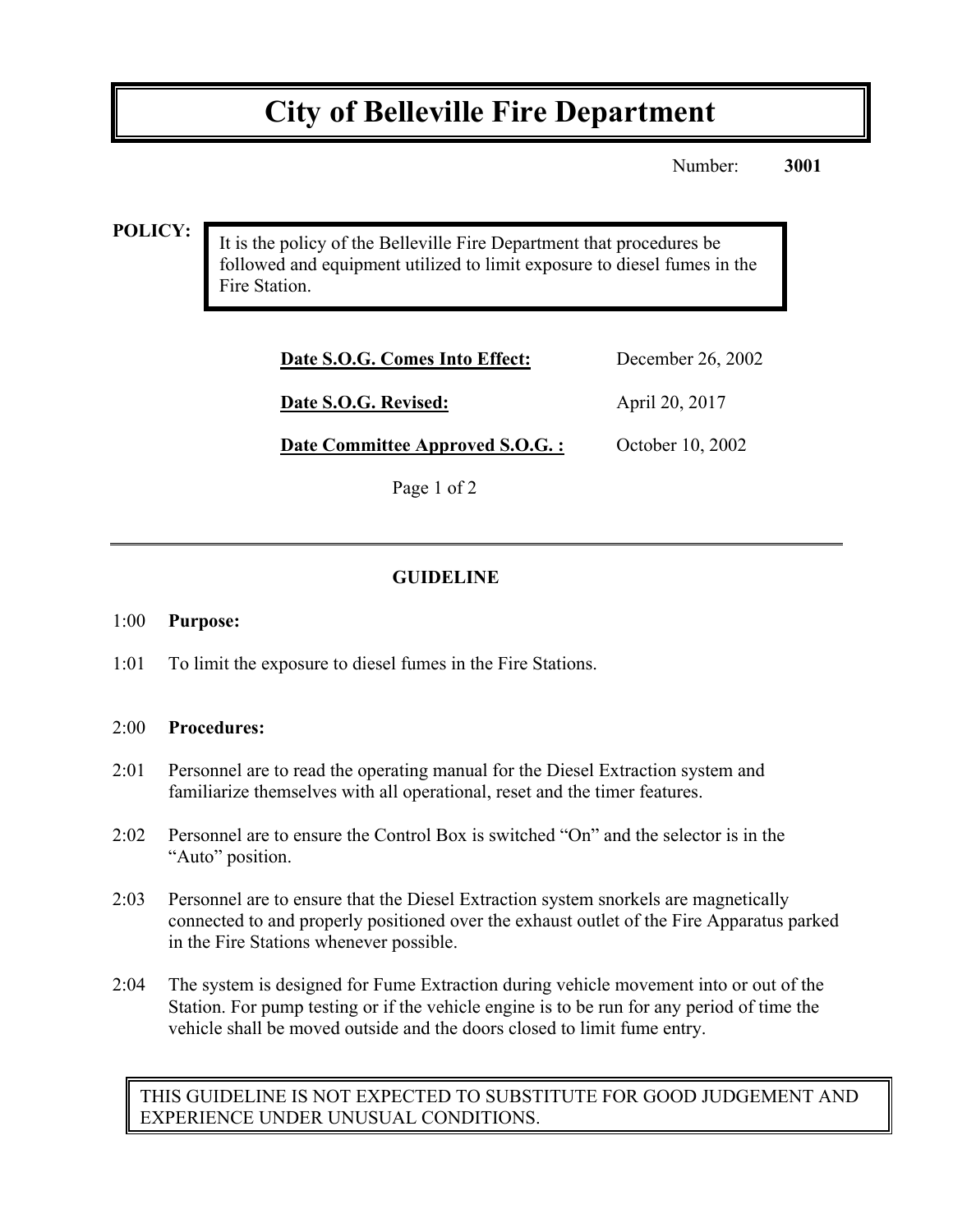# City of Belleville Fire Department

Number: **3001**

**POLICY:**

It is the policy of the Belleville Fire Department that procedures be followed and equipment utilized to limit exposure to diesel fumes in the Fire Station.

| | |
|---|---|
| **Date S.O.G. Comes Into Effect:** | December 26, 2002 |
| **Date S.O.G. Revised:** | April 20, 2017 |
| **Date Committee Approved S.O.G. :** | October 10, 2002 |

---

## GUIDELINE

1:00 **Purpose:**

1:01 To limit the exposure to diesel fumes in the Fire Stations.

2:00 **Procedures:**

2:01 Personnel are to read the operating manual for the Diesel Extraction system and familiarize themselves with all operational, reset and the timer features.

2:02 Personnel are to ensure the Control Box is switched "On" and the selector is in the "Auto" position.

2:03 Personnel are to ensure that the Diesel Extraction system snorkels are magnetically connected to and properly positioned over the exhaust outlet of the Fire Apparatus parked in the Fire Stations whenever possible.

2:04 The system is designed for Fume Extraction during vehicle movement into or out of the Station. For pump testing or if the vehicle engine is to be run for any period of time the vehicle shall be moved outside and the doors closed to limit fume entry.

THIS GUIDELINE IS NOT EXPECTED TO SUBSTITUTE FOR GOOD JUDGEMENT AND EXPERIENCE UNDER UNUSUAL CONDITIONS.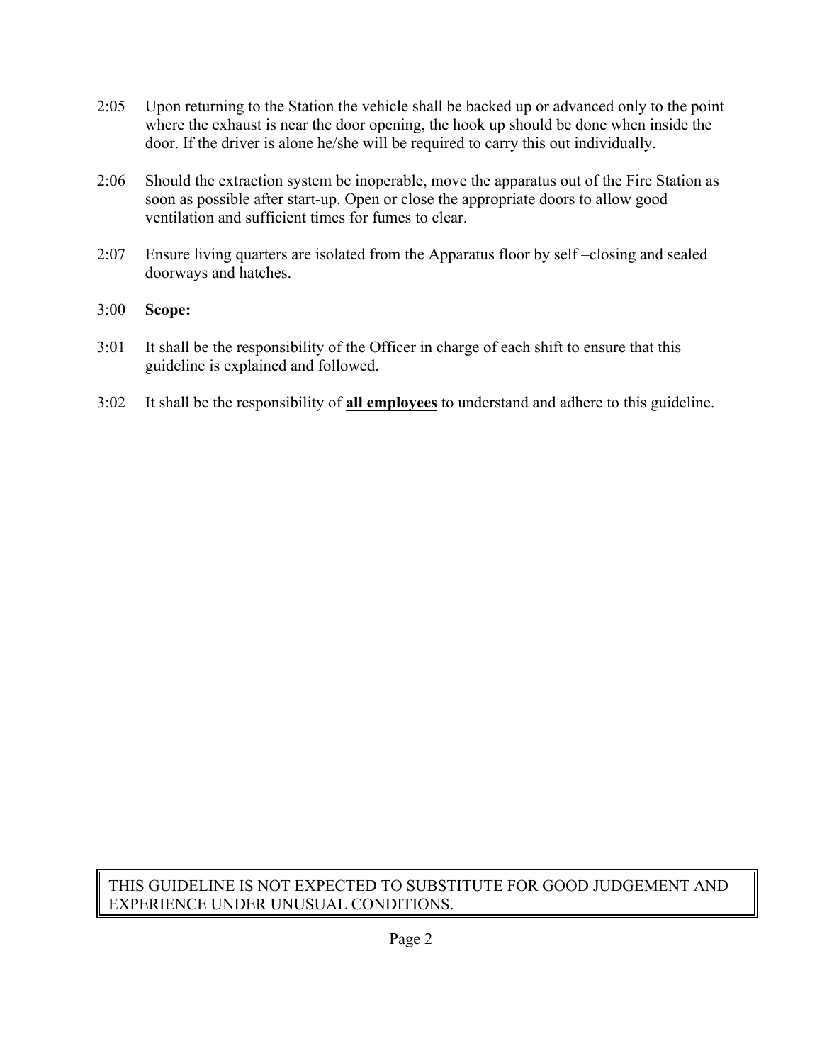2:05 Upon returning to the Station the vehicle shall be backed up or advanced only to the point where the exhaust is near the door opening, the hook up should be done when inside the door. If the driver is alone he/she will be required to carry this out individually.

2:06 Should the extraction system be inoperable, move the apparatus out of the Fire Station as soon as possible after start-up. Open or close the appropriate doors to allow good ventilation and sufficient times for fumes to clear.

2:07 Ensure living quarters are isolated from the Apparatus floor by self –closing and sealed doorways and hatches.

3:00 **Scope:**

3:01 It shall be the responsibility of the Officer in charge of each shift to ensure that this guideline is explained and followed.

3:02 It shall be the responsibility of **<u>all employees</u>** to understand and adhere to this guideline.

THIS GUIDELINE IS NOT EXPECTED TO SUBSTITUTE FOR GOOD JUDGEMENT AND EXPERIENCE UNDER UNUSUAL CONDITIONS.